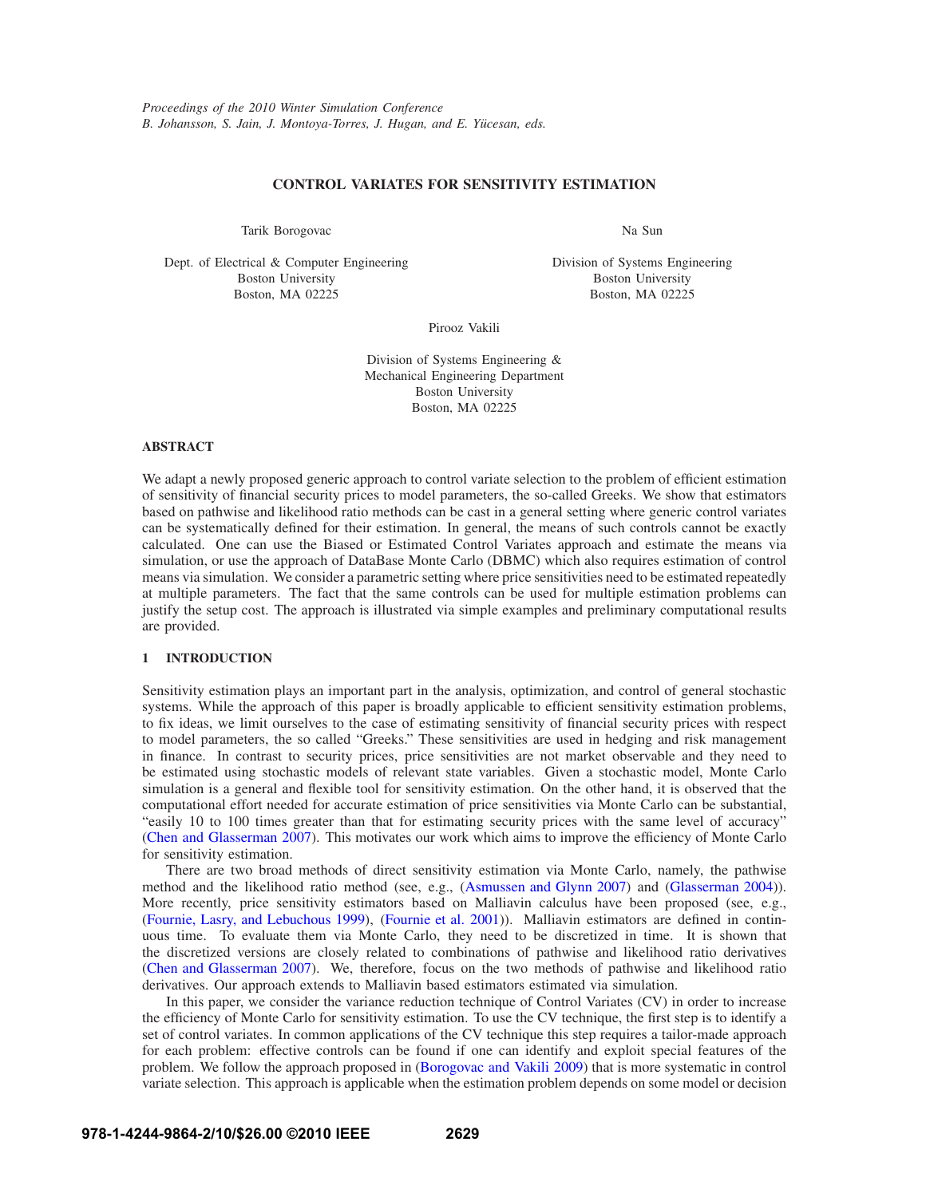Proceedings of the 2010 Winter Simulation Conference
B. Johansson, S. Jain, J. Montoya-Torres, J. Hugan, and E. Yücesan, eds.

# CONTROL VARIATES FOR SENSITIVITY ESTIMATION

Tarik Borogovac
Dept. of Electrical & Computer Engineering
Boston University
Boston, MA 02225

Na Sun
Division of Systems Engineering
Boston University
Boston, MA 02225

Pirooz Vakili
Division of Systems Engineering &
Mechanical Engineering Department
Boston University
Boston, MA 02225

## ABSTRACT

We adapt a newly proposed generic approach to control variate selection to the problem of efficient estimation of sensitivity of financial security prices to model parameters, the so-called Greeks. We show that estimators based on pathwise and likelihood ratio methods can be cast in a general setting where generic control variates can be systematically defined for their estimation. In general, the means of such controls cannot be exactly calculated. One can use the Biased or Estimated Control Variates approach and estimate the means via simulation, or use the approach of DataBase Monte Carlo (DBMC) which also requires estimation of control means via simulation. We consider a parametric setting where price sensitivities need to be estimated repeatedly at multiple parameters. The fact that the same controls can be used for multiple estimation problems can justify the setup cost. The approach is illustrated via simple examples and preliminary computational results are provided.

## 1 INTRODUCTION

Sensitivity estimation plays an important part in the analysis, optimization, and control of general stochastic systems. While the approach of this paper is broadly applicable to efficient sensitivity estimation problems, to fix ideas, we limit ourselves to the case of estimating sensitivity of financial security prices with respect to model parameters, the so called "Greeks." These sensitivities are used in hedging and risk management in finance. In contrast to security prices, price sensitivities are not market observable and they need to be estimated using stochastic models of relevant state variables. Given a stochastic model, Monte Carlo simulation is a general and flexible tool for sensitivity estimation. On the other hand, it is observed that the computational effort needed for accurate estimation of price sensitivities via Monte Carlo can be substantial, "easily 10 to 100 times greater than that for estimating security prices with the same level of accuracy" (Chen and Glasserman 2007). This motivates our work which aims to improve the efficiency of Monte Carlo for sensitivity estimation.

There are two broad methods of direct sensitivity estimation via Monte Carlo, namely, the pathwise method and the likelihood ratio method (see, e.g., (Asmussen and Glynn 2007) and (Glasserman 2004)). More recently, price sensitivity estimators based on Malliavin calculus have been proposed (see, e.g., (Fournie, Lasry, and Lebuchous 1999), (Fournie et al. 2001)). Malliavin estimators are defined in continuous time. To evaluate them via Monte Carlo, they need to be discretized in time. It is shown that the discretized versions are closely related to combinations of pathwise and likelihood ratio derivatives (Chen and Glasserman 2007). We, therefore, focus on the two methods of pathwise and likelihood ratio derivatives. Our approach extends to Malliavin based estimators estimated via simulation.

In this paper, we consider the variance reduction technique of Control Variates (CV) in order to increase the efficiency of Monte Carlo for sensitivity estimation. To use the CV technique, the first step is to identify a set of control variates. In common applications of the CV technique this step requires a tailor-made approach for each problem: effective controls can be found if one can identify and exploit special features of the problem. We follow the approach proposed in (Borogovac and Vakili 2009) that is more systematic in control variate selection. This approach is applicable when the estimation problem depends on some model or decision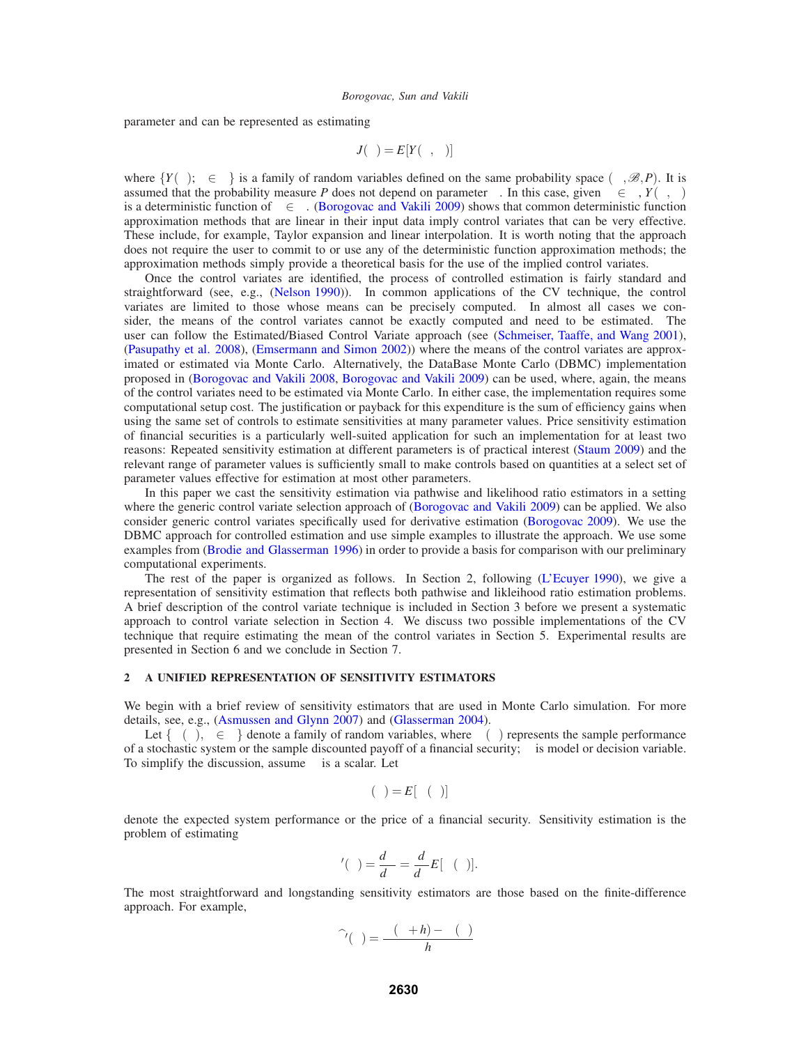parameter and can be represented as estimating

$$J(\theta) = E[Y(\theta, \omega)]$$

where $\{Y(\theta); \theta \in \Theta\}$ is a family of random variables defined on the same probability space $(\Omega, \mathscr{B}, P)$. It is assumed that the probability measure $P$ does not depend on parameter $\theta$. In this case, given $\omega \in \Omega$, $Y(\theta, \omega)$ is a deterministic function of $\theta \in \Theta$. (Borogovac and Vakili 2009) shows that common deterministic function approximation methods that are linear in their input data imply control variates that can be very effective. These include, for example, Taylor expansion and linear interpolation. It is worth noting that the approach does not require the user to commit to or use any of the deterministic function approximation methods; the approximation methods simply provide a theoretical basis for the use of the implied control variates.

Once the control variates are identified, the process of controlled estimation is fairly standard and straightforward (see, e.g., (Nelson 1990)). In common applications of the CV technique, the control variates are limited to those whose means can be precisely computed. In almost all cases we consider, the means of the control variates cannot be exactly computed and need to be estimated. The user can follow the Estimated/Biased Control Variate approach (see (Schmeiser, Taaffe, and Wang 2001), (Pasupathy et al. 2008), (Emsermann and Simon 2002)) where the means of the control variates are approximated or estimated via Monte Carlo. Alternatively, the DataBase Monte Carlo (DBMC) implementation proposed in (Borogovac and Vakili 2008, Borogovac and Vakili 2009) can be used, where, again, the means of the control variates need to be estimated via Monte Carlo. In either case, the implementation requires some computational setup cost. The justification or payback for this expenditure is the sum of efficiency gains when using the same set of controls to estimate sensitivities at many parameter values. Price sensitivity estimation of financial securities is a particularly well-suited application for such an implementation for at least two reasons: Repeated sensitivity estimation at different parameters is of practical interest (Staum 2009) and the relevant range of parameter values is sufficiently small to make controls based on quantities at a select set of parameter values effective for estimation at most other parameters.

In this paper we cast the sensitivity estimation via pathwise and likelihood ratio estimators in a setting where the generic control variate selection approach of (Borogovac and Vakili 2009) can be applied. We also consider generic control variates specifically used for derivative estimation (Borogovac 2009). We use the DBMC approach for controlled estimation and use simple examples to illustrate the approach. We use some examples from (Brodie and Glasserman 1996) in order to provide a basis for comparison with our preliminary computational experiments.

The rest of the paper is organized as follows. In Section 2, following (L'Ecuyer 1990), we give a representation of sensitivity estimation that reflects both pathwise and likleihood ratio estimation problems. A brief description of the control variate technique is included in Section 3 before we present a systematic approach to control variate selection in Section 4. We discuss two possible implementations of the CV technique that require estimating the mean of the control variates in Section 5. Experimental results are presented in Section 6 and we conclude in Section 7.

## 2 A UNIFIED REPRESENTATION OF SENSITIVITY ESTIMATORS

We begin with a brief review of sensitivity estimators that are used in Monte Carlo simulation. For more details, see, e.g., (Asmussen and Glynn 2007) and (Glasserman 2004).

Let $\{\psi(\theta), \theta \in \Theta\}$ denote a family of random variables, where $\psi(\theta)$ represents the sample performance of a stochastic system or the sample discounted payoff of a financial security; $\theta$ is model or decision variable. To simplify the discussion, assume $\theta$ is a scalar. Let

$$\alpha(\theta) = E[\psi(\theta)]$$

denote the expected system performance or the price of a financial security. Sensitivity estimation is the problem of estimating

$$\alpha'(\theta) = \frac{d\alpha}{d\theta} = \frac{d}{d\theta} E[\psi(\theta)].$$

The most straightforward and longstanding sensitivity estimators are those based on the finite-difference approach. For example,

$$\widehat{\alpha}'(\theta) = \frac{\psi(\theta + h) - \psi(\theta)}{h}$$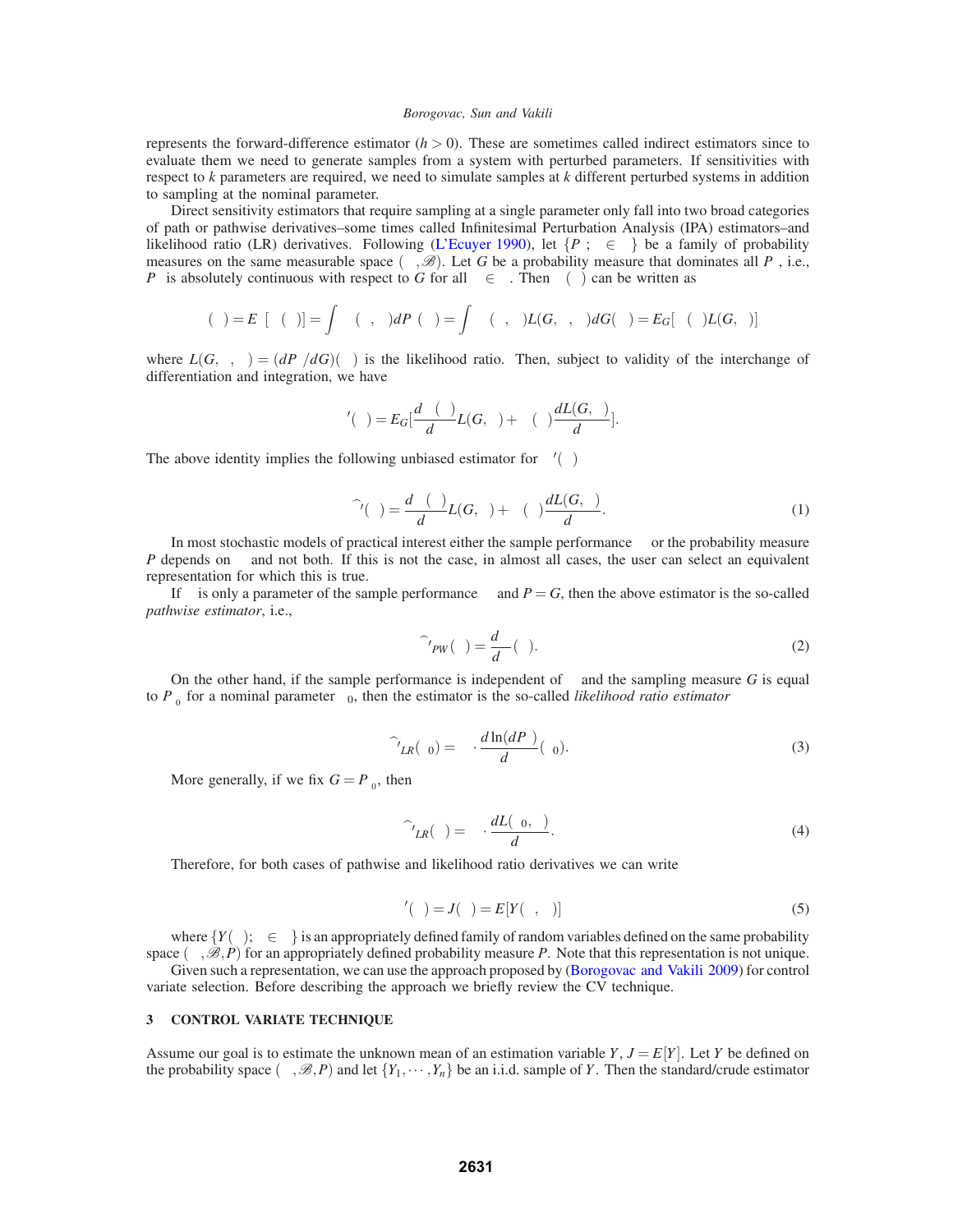represents the forward-difference estimator ($h > 0$). These are sometimes called indirect estimators since to evaluate them we need to generate samples from a system with perturbed parameters. If sensitivities with respect to $k$ parameters are required, we need to simulate samples at $k$ different perturbed systems in addition to sampling at the nominal parameter.

Direct sensitivity estimators that require sampling at a single parameter only fall into two broad categories of path or pathwise derivatives–some times called Infinitesimal Perturbation Analysis (IPA) estimators–and likelihood ratio (LR) derivatives. Following (L'Ecuyer 1990), let $\{P_\theta; \theta \in \Theta\}$ be a family of probability measures on the same measurable space $(\Omega, \mathscr{B})$. Let $G$ be a probability measure that dominates all $P_\theta$, i.e., $P_\theta$ is absolutely continuous with respect to $G$ for all $\theta \in \Theta$. Then $\alpha(\theta)$ can be written as

$$\alpha(\theta) = E_\theta[\psi(\theta)] = \int \psi(\theta, \omega) dP_\theta(\omega) = \int \psi(\theta, \omega) L(G, \theta, \omega) dG(\omega) = E_G[\psi(\theta) L(G, \theta)]$$

where $L(G, \theta, \omega) = (dP_\theta/dG)(\omega)$ is the likelihood ratio. Then, subject to validity of the interchange of differentiation and integration, we have

$$\alpha'(\theta) = E_G\left[\frac{d\psi(\theta)}{d\theta} L(G, \theta) + \psi(\theta) \frac{dL(G, \theta)}{d\theta}\right].$$

The above identity implies the following unbiased estimator for $\alpha'(\theta)$

$$\widehat{\alpha}'(\theta) = \frac{d\psi(\theta)}{d\theta} L(G, \theta) + \psi(\theta) \frac{dL(G, \theta)}{d\theta}. \tag{1}$$

In most stochastic models of practical interest either the sample performance $\psi$ or the probability measure $P$ depends on $\theta$ and not both. If this is not the case, in almost all cases, the user can select an equivalent representation for which this is true.

If $\theta$ is only a parameter of the sample performance $\psi$ and $P = G$, then the above estimator is the so-called *pathwise estimator*, i.e.,

$$\widehat{\alpha}'_{PW}(\theta) = \frac{d\psi}{d\theta}(\theta). \tag{2}$$

On the other hand, if the sample performance is independent of $\theta$ and the sampling measure $G$ is equal to $P_{\theta_0}$ for a nominal parameter $\theta_0$, then the estimator is the so-called *likelihood ratio estimator*

$$\widehat{\alpha}'_{LR}(\theta_0) = \psi \cdot \frac{d\ln(dP_\theta)}{d\theta}(\theta_0). \tag{3}$$

More generally, if we fix $G = P_{\theta_0}$, then

$$\widehat{\alpha}'_{LR}(\theta) = \psi \cdot \frac{dL(\theta_0, \theta)}{d\theta}. \tag{4}$$

Therefore, for both cases of pathwise and likelihood ratio derivatives we can write

$$\alpha'(\theta) = J(\theta) = E[Y(\theta, \omega)] \tag{5}$$

where $\{Y(\theta); \theta \in \Theta\}$ is an appropriately defined family of random variables defined on the same probability space $(\Omega, \mathscr{B}, P)$ for an appropriately defined probability measure $P$. Note that this representation is not unique.

Given such a representation, we can use the approach proposed by (Borogovac and Vakili 2009) for control variate selection. Before describing the approach we briefly review the CV technique.

## 3 CONTROL VARIATE TECHNIQUE

Assume our goal is to estimate the unknown mean of an estimation variable $Y$, $J = E[Y]$. Let $Y$ be defined on the probability space $(\Omega, \mathscr{B}, P)$ and let $\{Y_1, \cdots, Y_n\}$ be an i.i.d. sample of $Y$. Then the standard/crude estimator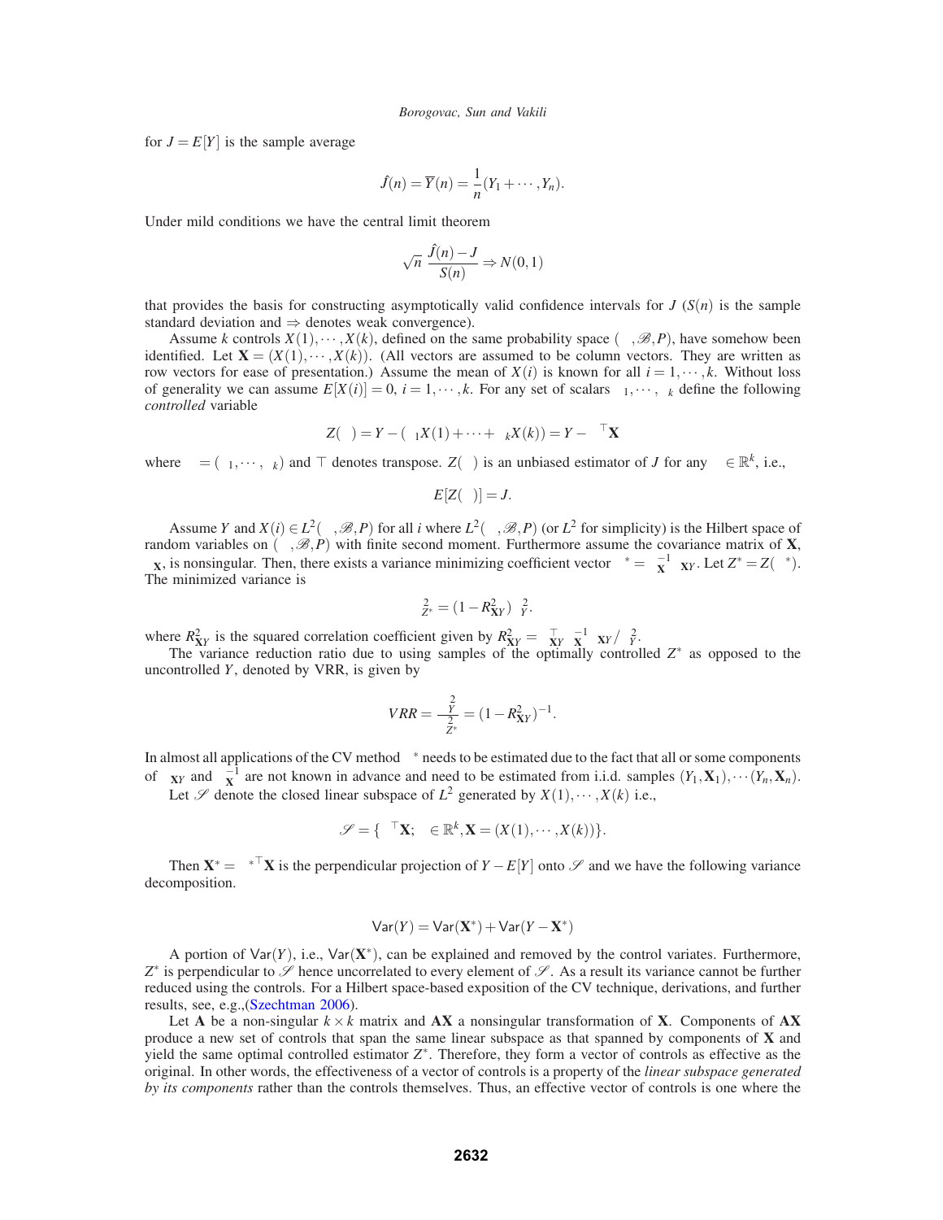for $J = E[Y]$ is the sample average

$$\hat{J}(n) = \overline{Y}(n) = \frac{1}{n}(Y_1 + \cdots, Y_n).$$

Under mild conditions we have the central limit theorem

$$\sqrt{n}\,\frac{\hat{J}(n) - J}{S(n)} \Rightarrow N(0,1)$$

that provides the basis for constructing asymptotically valid confidence intervals for $J$ ($S(n)$ is the sample standard deviation and $\Rightarrow$ denotes weak convergence).

Assume $k$ controls $X(1), \cdots, X(k)$, defined on the same probability space $(\Omega, \mathscr{B}, P)$, have somehow been identified. Let $\mathbf{X} = (X(1), \cdots, X(k))$. (All vectors are assumed to be column vectors. They are written as row vectors for ease of presentation.) Assume the mean of $X(i)$ is known for all $i = 1, \cdots, k$. Without loss of generality we can assume $E[X(i)] = 0$, $i = 1, \cdots, k$. For any set of scalars $\beta_1, \cdots, \beta_k$ define the following *controlled* variable

$$Z(\beta) = Y - (\beta_1 X(1) + \cdots + \beta_k X(k)) = Y - \beta^\top \mathbf{X}$$

where $\beta = (\beta_1, \cdots, \beta_k)$ and $\top$ denotes transpose. $Z(\beta)$ is an unbiased estimator of $J$ for any $\beta \in \mathbb{R}^k$, i.e.,

$$E[Z(\beta)] = J.$$

Assume $Y$ and $X(i) \in L^2(\Omega, \mathscr{B}, P)$ for all $i$ where $L^2(\Omega, \mathscr{B}, P)$ (or $L^2$ for simplicity) is the Hilbert space of random variables on $(\Omega, \mathscr{B}, P)$ with finite second moment. Furthermore assume the covariance matrix of $\mathbf{X}$, $\Sigma_{\mathbf{X}}$, is nonsingular. Then, there exists a variance minimizing coefficient vector $\beta^* = \Sigma_{\mathbf{X}}^{-1}\Sigma_{\mathbf{X}Y}$. Let $Z^* = Z(\beta^*)$. The minimized variance is

$$\sigma_{Z^*}^2 = (1 - R_{\mathbf{X}Y}^2)\,\sigma_Y^2.$$

where $R_{\mathbf{X}Y}^2$ is the squared correlation coefficient given by $R_{\mathbf{X}Y}^2 = \Sigma_{\mathbf{X}Y}^\top \Sigma_{\mathbf{X}}^{-1} \Sigma_{\mathbf{X}Y} / \sigma_Y^2$.

The variance reduction ratio due to using samples of the optimally controlled $Z^*$ as opposed to the uncontrolled $Y$, denoted by VRR, is given by

$$VRR = \frac{\sigma_Y^2}{\sigma_{Z^*}^2} = (1 - R_{\mathbf{X}Y}^2)^{-1}.$$

In almost all applications of the CV method $\beta^*$ needs to be estimated due to the fact that all or some components of $\Sigma_{\mathbf{X}Y}$ and $\Sigma_{\mathbf{X}}^{-1}$ are not known in advance and need to be estimated from i.i.d. samples $(Y_1, \mathbf{X}_1), \cdots (Y_n, \mathbf{X}_n)$.

Let $\mathscr{S}$ denote the closed linear subspace of $L^2$ generated by $X(1), \cdots, X(k)$ i.e.,

$$\mathscr{S} = \{\beta^\top \mathbf{X};\ \beta \in \mathbb{R}^k, \mathbf{X} = (X(1), \cdots, X(k))\}.$$

Then $\mathbf{X}^* = \beta^{*\top}\mathbf{X}$ is the perpendicular projection of $Y - E[Y]$ onto $\mathscr{S}$ and we have the following variance decomposition.

$$\mathsf{Var}(Y) = \mathsf{Var}(\mathbf{X}^*) + \mathsf{Var}(Y - \mathbf{X}^*)$$

A portion of $\mathsf{Var}(Y)$, i.e., $\mathsf{Var}(\mathbf{X}^*)$, can be explained and removed by the control variates. Furthermore, $Z^*$ is perpendicular to $\mathscr{S}$ hence uncorrelated to every element of $\mathscr{S}$. As a result its variance cannot be further reduced using the controls. For a Hilbert space-based exposition of the CV technique, derivations, and further results, see, e.g.,(Szechtman 2006).

Let $\mathbf{A}$ be a non-singular $k \times k$ matrix and $\mathbf{AX}$ a nonsingular transformation of $\mathbf{X}$. Components of $\mathbf{AX}$ produce a new set of controls that span the same linear subspace as that spanned by components of $\mathbf{X}$ and yield the same optimal controlled estimator $Z^*$. Therefore, they form a vector of controls as effective as the original. In other words, the effectiveness of a vector of controls is a property of the *linear subspace generated by its components* rather than the controls themselves. Thus, an effective vector of controls is one where the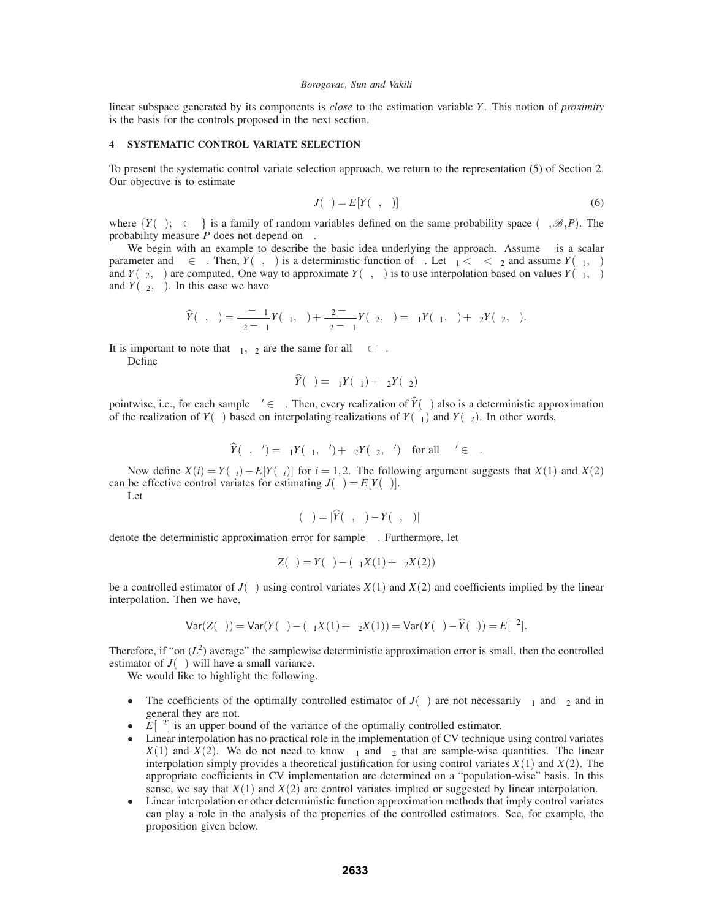linear subspace generated by its components is *close* to the estimation variable $Y$. This notion of *proximity* is the basis for the controls proposed in the next section.

## 4 SYSTEMATIC CONTROL VARIATE SELECTION

To present the systematic control variate selection approach, we return to the representation (5) of Section 2. Our objective is to estimate

$$J(\theta) = E[Y(\theta,\omega)] \tag{6}$$

where $\{Y(\theta);\ \theta\in\Theta\}$ is a family of random variables defined on the same probability space $(\Omega,\mathscr{B},P)$. The probability measure $P$ does not depend on $\theta$.

We begin with an example to describe the basic idea underlying the approach. Assume $\theta$ is a scalar parameter and $\omega\in\Omega$. Then, $Y(\theta,\omega)$ is a deterministic function of $\theta$. Let $\theta_1<\theta<\theta_2$ and assume $Y(\theta_1,\omega)$ and $Y(\theta_2,\omega)$ are computed. One way to approximate $Y(\theta,\omega)$ is to use interpolation based on values $Y(\theta_1,\omega)$ and $Y(\theta_2,\omega)$. In this case we have

$$\widehat{Y}(\theta,\omega) = \frac{\theta-\theta_1}{\theta_2-\theta_1}Y(\theta_1,\omega)+\frac{\theta_2-\theta}{\theta_2-\theta_1}Y(\theta_2,\omega) = \alpha_1 Y(\theta_1,\omega)+\alpha_2 Y(\theta_2,\omega).$$

It is important to note that $\alpha_1,\alpha_2$ are the same for all $\omega\in\Omega$.

Define

$$\widehat{Y}(\theta) = \alpha_1 Y(\theta_1)+\alpha_2 Y(\theta_2)$$

pointwise, i.e., for each sample $\omega'\in\Omega$. Then, every realization of $\widehat{Y}(\theta)$ also is a deterministic approximation of the realization of $Y(\theta)$ based on interpolating realizations of $Y(\theta_1)$ and $Y(\theta_2)$. In other words,

$$\widehat{Y}(\theta,\omega') = \alpha_1 Y(\theta_1,\omega')+\alpha_2 Y(\theta_2,\omega') \quad \text{for all } \omega'\in\Omega.$$

Now define $X(i) = Y(\theta_i)-E[Y(\theta_i)]$ for $i=1,2$. The following argument suggests that $X(1)$ and $X(2)$ can be effective control variates for estimating $J(\theta)=E[Y(\theta)]$.

Let

$$\varepsilon(\omega) = |\widehat{Y}(\theta,\omega)-Y(\theta,\omega)|$$

denote the deterministic approximation error for sample $\omega$. Furthermore, let

$$Z(\theta) = Y(\theta)-(\alpha_1 X(1)+\alpha_2 X(2))$$

be a controlled estimator of $J(\theta)$ using control variates $X(1)$ and $X(2)$ and coefficients implied by the linear interpolation. Then we have,

$$\mathsf{Var}(Z(\theta)) = \mathsf{Var}(Y(\theta)-(\alpha_1 X(1)+\alpha_2 X(1)) = \mathsf{Var}(Y(\theta)-\widehat{Y}(\theta)) = E[\varepsilon^2].$$

Therefore, if "on ($L^2$) average" the samplewise deterministic approximation error is small, then the controlled estimator of $J(\theta)$ will have a small variance.

We would like to highlight the following.

- The coefficients of the optimally controlled estimator of $J(\theta)$ are not necessarily $\alpha_1$ and $\alpha_2$ and in general they are not.
- $E[\varepsilon^2]$ is an upper bound of the variance of the optimally controlled estimator.
- Linear interpolation has no practical role in the implementation of CV technique using control variates $X(1)$ and $X(2)$. We do not need to know $\alpha_1$ and $\alpha_2$ that are sample-wise quantities. The linear interpolation simply provides a theoretical justification for using control variates $X(1)$ and $X(2)$. The appropriate coefficients in CV implementation are determined on a "population-wise" basis. In this sense, we say that $X(1)$ and $X(2)$ are control variates implied or suggested by linear interpolation.
- Linear interpolation or other deterministic function approximation methods that imply control variates can play a role in the analysis of the properties of the controlled estimators. See, for example, the proposition given below.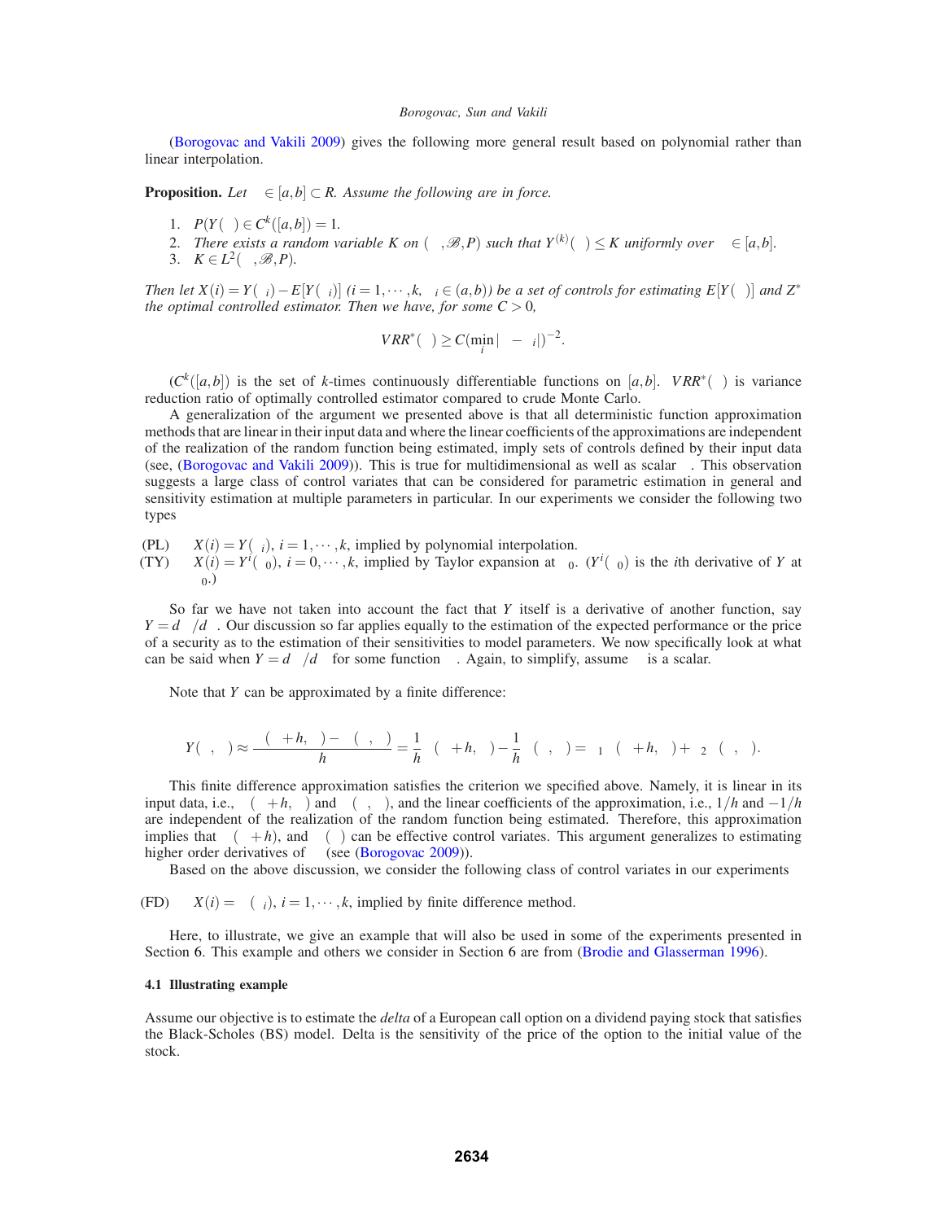(Borogovac and Vakili 2009) gives the following more general result based on polynomial rather than linear interpolation.

**Proposition.** *Let $\ \in [a,b] \subset R$. Assume the following are in force.*

1. $P(Y(\ ) \in C^k([a,b])) = 1$.
2. *There exists a random variable $K$ on $(\ ,\mathscr{B},P)$ such that $Y^{(k)}(\ ) \leq K$ uniformly over $\ \in [a,b]$.*
3. $K \in L^2(\ ,\mathscr{B},P)$.

*Then let $X(i) = Y(\ _i) - E[Y(\ _i)]$ ($i = 1,\cdots,k$, $\ _i \in (a,b)$) be a set of controls for estimating $E[Y(\ )]$ and $Z^*$ the optimal controlled estimator. Then we have, for some $C > 0$,*

$$VRR^*(\ ) \geq C(\min_i |\ -\ _i|)^{-2}.$$

($C^k([a,b])$ is the set of $k$-times continuously differentiable functions on $[a,b]$. $VRR^*(\ )$ is variance reduction ratio of optimally controlled estimator compared to crude Monte Carlo.)

A generalization of the argument we presented above is that all deterministic function approximation methods that are linear in their input data and where the linear coefficients of the approximations are independent of the realization of the random function being estimated, imply sets of controls defined by their input data (see, (Borogovac and Vakili 2009)). This is true for multidimensional as well as scalar $\ $. This observation suggests a large class of control variates that can be considered for parametric estimation in general and sensitivity estimation at multiple parameters in particular. In our experiments we consider the following two types

(PL) $X(i) = Y(\ _i)$, $i = 1,\cdots,k$, implied by polynomial interpolation.

(TY) $X(i) = Y^i(\ _0)$, $i = 0,\cdots,k$, implied by Taylor expansion at $\ _0$. ($Y^i(\ _0)$ is the $i$th derivative of $Y$ at $\ _0$.)

So far we have not taken into account the fact that $Y$ itself is a derivative of another function, say $Y = d\ /d\ $. Our discussion so far applies equally to the estimation of the expected performance or the price of a security as to the estimation of their sensitivities to model parameters. We now specifically look at what can be said when $Y = d\ /d\ $ for some function $\ $. Again, to simplify, assume $\ $ is a scalar.

Note that $Y$ can be approximated by a finite difference:

$$Y(\ ,\ ) \approx \frac{\ (\ +h,\ ) - \ (\ ,\ )}{h} = \frac{1}{h}\ (\ +h,\ ) - \frac{1}{h}\ (\ ,\ ) = \ _1\ (\ +h,\ ) + \ _2\ (\ ,\ ).$$

This finite difference approximation satisfies the criterion we specified above. Namely, it is linear in its input data, i.e., $\ (\ +h,\ )$ and $\ (\ ,\ )$, and the linear coefficients of the approximation, i.e., $1/h$ and $-1/h$ are independent of the realization of the random function being estimated. Therefore, this approximation implies that $\ (\ +h)$, and $\ (\ )$ can be effective control variates. This argument generalizes to estimating higher order derivatives of $\ $ (see (Borogovac 2009)).

Based on the above discussion, we consider the following class of control variates in our experiments

(FD) $X(i) = \ (\ _i)$, $i = 1,\cdots,k$, implied by finite difference method.

Here, to illustrate, we give an example that will also be used in some of the experiments presented in Section 6. This example and others we consider in Section 6 are from (Brodie and Glasserman 1996).

### 4.1 Illustrating example

Assume our objective is to estimate the *delta* of a European call option on a dividend paying stock that satisfies the Black-Scholes (BS) model. Delta is the sensitivity of the price of the option to the initial value of the stock.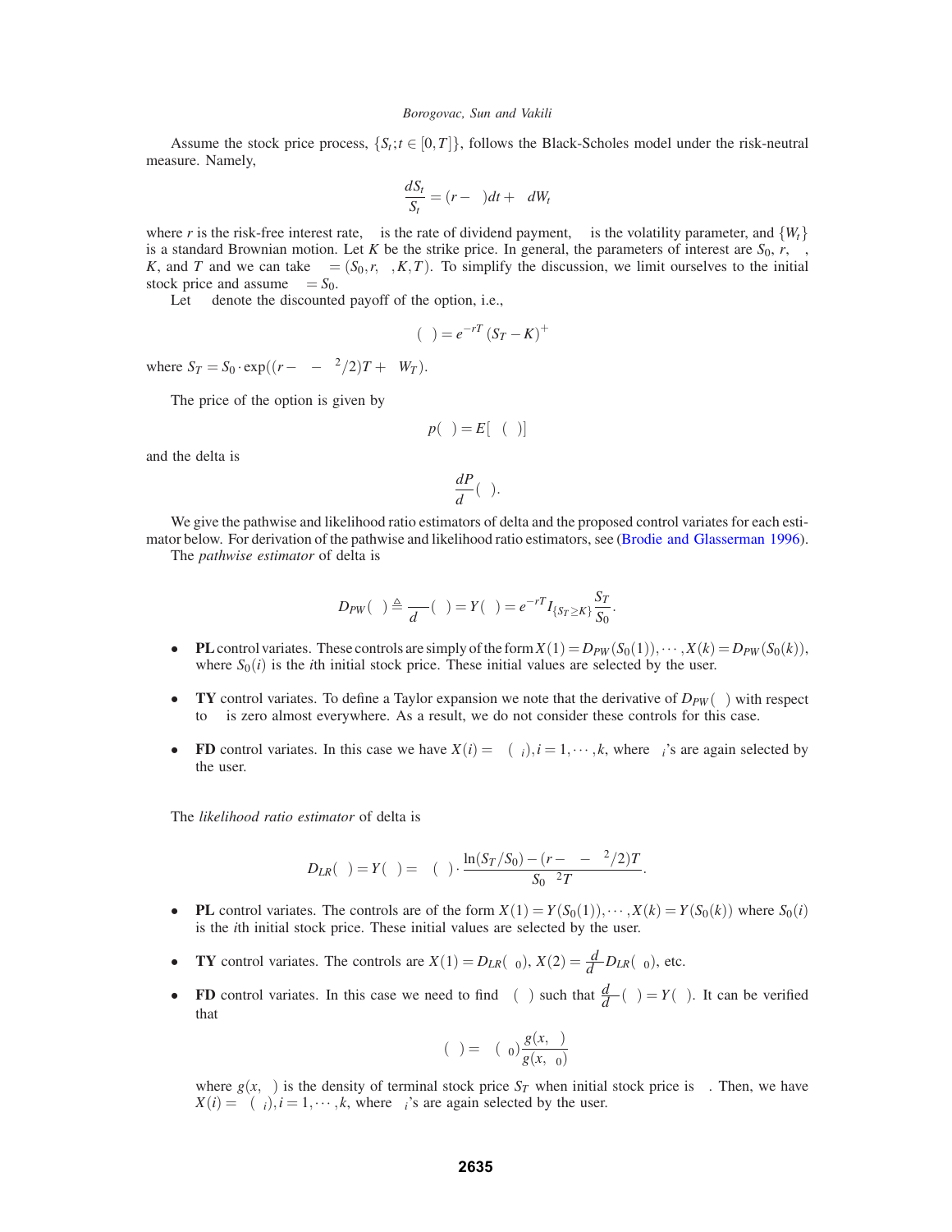Assume the stock price process, $\{S_t; t \in [0,T]\}$, follows the Black-Scholes model under the risk-neutral measure. Namely,

$$\frac{dS_t}{S_t} = (r - \delta)dt + \sigma dW_t$$

where $r$ is the risk-free interest rate, $\delta$ is the rate of dividend payment, $\sigma$ is the volatility parameter, and $\{W_t\}$ is a standard Brownian motion. Let $K$ be the strike price. In general, the parameters of interest are $S_0$, $r$, $\sigma$, $K$, and $T$ and we can take $\theta = (S_0, r, \sigma, K, T)$. To simplify the discussion, we limit ourselves to the initial stock price and assume $\theta = S_0$.

Let $\phi$ denote the discounted payoff of the option, i.e.,

$$\phi(\theta) = e^{-rT}(S_T - K)^+$$

where $S_T = S_0 \cdot \exp((r - \delta - \sigma^2/2)T + \sigma W_T)$.

The price of the option is given by

$$p(\theta) = E[\phi(\theta)]$$

and the delta is

$$\frac{dP}{d\theta}(\theta).$$

We give the pathwise and likelihood ratio estimators of delta and the proposed control variates for each estimator below. For derivation of the pathwise and likelihood ratio estimators, see (Brodie and Glasserman 1996).

The *pathwise estimator* of delta is

$$D_{PW}(\theta) \triangleq \frac{d\phi}{d\theta}(\theta) = Y(\theta) = e^{-rT} I_{\{S_T \geq K\}} \frac{S_T}{S_0}.$$

- **PL** control variates. These controls are simply of the form $X(1) = D_{PW}(S_0(1)), \cdots, X(k) = D_{PW}(S_0(k))$, where $S_0(i)$ is the $i$th initial stock price. These initial values are selected by the user.
- **TY** control variates. To define a Taylor expansion we note that the derivative of $D_{PW}(\theta)$ with respect to $\theta$ is zero almost everywhere. As a result, we do not consider these controls for this case.
- **FD** control variates. In this case we have $X(i) = \phi(\theta_i), i = 1, \cdots, k$, where $\theta_i$'s are again selected by the user.

The *likelihood ratio estimator* of delta is

$$D_{LR}(\theta) = Y(\theta) = \phi(\theta) \cdot \frac{\ln(S_T/S_0) - (r - \delta - \sigma^2/2)T}{S_0 \sigma^2 T}.$$

- **PL** control variates. The controls are of the form $X(1) = Y(S_0(1)), \cdots, X(k) = Y(S_0(k))$ where $S_0(i)$ is the $i$th initial stock price. These initial values are selected by the user.
- **TY** control variates. The controls are $X(1) = D_{LR}(\theta_0)$, $X(2) = \frac{d}{d\theta} D_{LR}(\theta_0)$, etc.
- **FD** control variates. In this case we need to find $\psi(\theta)$ such that $\frac{d}{d\theta}\psi(\theta) = Y(\theta)$. It can be verified that

$$\psi(\theta) = \phi(\theta_0)\frac{g(x,\theta)}{g(x,\theta_0)}$$

  where $g(x,\theta)$ is the density of terminal stock price $S_T$ when initial stock price is $\theta$. Then, we have $X(i) = \psi(\theta_i), i = 1, \cdots, k$, where $\theta_i$'s are again selected by the user.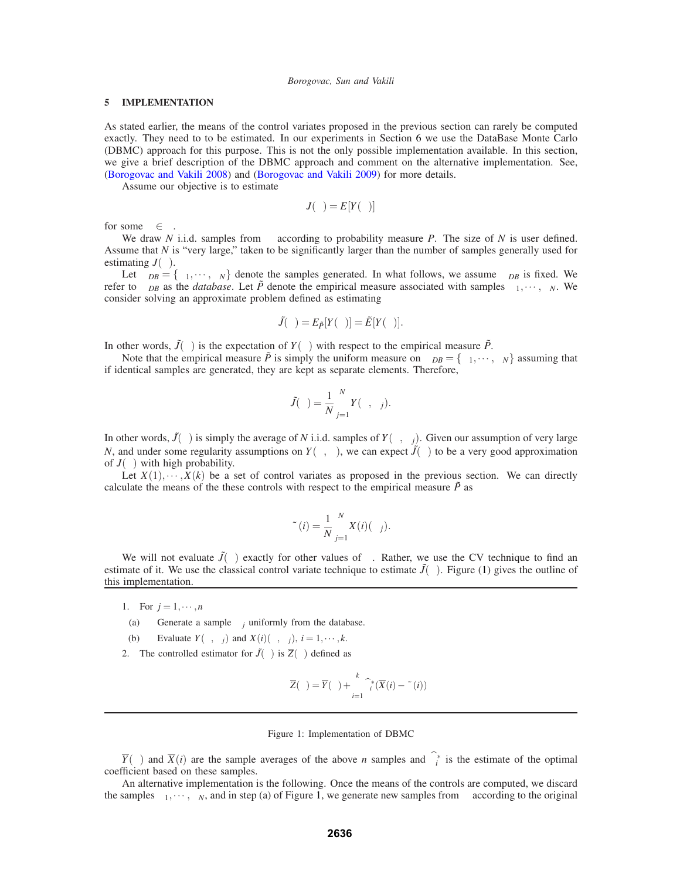## 5 IMPLEMENTATION

As stated earlier, the means of the control variates proposed in the previous section can rarely be computed exactly. They need to to be estimated. In our experiments in Section 6 we use the DataBase Monte Carlo (DBMC) approach for this purpose. This is not the only possible implementation available. In this section, we give a brief description of the DBMC approach and comment on the alternative implementation. See, (Borogovac and Vakili 2008) and (Borogovac and Vakili 2009) for more details.

Assume our objective is to estimate

$$J(\theta) = E[Y(\theta)]$$

for some $\theta \in \Theta$.

We draw $N$ i.i.d. samples from $\Omega$ according to probability measure $P$. The size of $N$ is user defined. Assume that $N$ is "very large," taken to be significantly larger than the number of samples generally used for estimating $J(\theta)$.

Let $\Omega_{DB} = \{\omega_1, \cdots, \omega_N\}$ denote the samples generated. In what follows, we assume $\Omega_{DB}$ is fixed. We refer to $\Omega_{DB}$ as the *database*. Let $\tilde{P}$ denote the empirical measure associated with samples $\omega_1, \cdots, \omega_N$. We consider solving an approximate problem defined as estimating

$$\tilde{J}(\theta) = E_{\tilde{P}}[Y(\theta)] = \tilde{E}[Y(\theta)].$$

In other words, $\tilde{J}(\theta)$ is the expectation of $Y(\theta)$ with respect to the empirical measure $\tilde{P}$.

Note that the empirical measure $\tilde{P}$ is simply the uniform measure on $\Omega_{DB} = \{\omega_1, \cdots, \omega_N\}$ assuming that if identical samples are generated, they are kept as separate elements. Therefore,

$$\tilde{J}(\theta) = \frac{1}{N} \sum_{j=1}^{N} Y(\theta, \omega_j).$$

In other words, $\tilde{J}(\theta)$ is simply the average of $N$ i.i.d. samples of $Y(\theta, \omega_j)$. Given our assumption of very large $N$, and under some regularity assumptions on $Y(\theta, \omega)$, we can expect $\tilde{J}(\theta)$ to be a very good approximation of $J(\theta)$ with high probability.

Let $X(1), \cdots, X(k)$ be a set of control variates as proposed in the previous section. We can directly calculate the means of the these controls with respect to the empirical measure $\tilde{P}$ as

$$\tilde{\mu}(i) = \frac{1}{N} \sum_{j=1}^{N} X(i)(\omega_j).$$

We will not evaluate $\tilde{J}(\theta)$ exactly for other values of $\theta$. Rather, we use the CV technique to find an estimate of it. We use the classical control variate technique to estimate $\tilde{J}(\theta)$. Figure (1) gives the outline of this implementation.

---

1. For $j = 1, \cdots, n$
   - (a) Generate a sample $\omega_j$ uniformly from the database.
   - (b) Evaluate $Y(\theta, \omega_j)$ and $X(i)(\theta, \omega_j)$, $i = 1, \cdots, k$.
2. The controlled estimator for $\tilde{J}(\theta)$ is $\overline{Z}(\theta)$ defined as

$$\overline{Z}(\theta) = \overline{Y}(\theta) + \sum_{i=1}^{k} \widehat{\beta}_i^*(\overline{X}(i) - \tilde{\mu}(i))$$

---

Figure 1: Implementation of DBMC

$\overline{Y}(\theta)$ and $\overline{X}(i)$ are the sample averages of the above $n$ samples and $\widehat{\beta}_i^*$ is the estimate of the optimal coefficient based on these samples.

An alternative implementation is the following. Once the means of the controls are computed, we discard the samples $\omega_1, \cdots, \omega_N$, and in step (a) of Figure 1, we generate new samples from $\Omega$ according to the original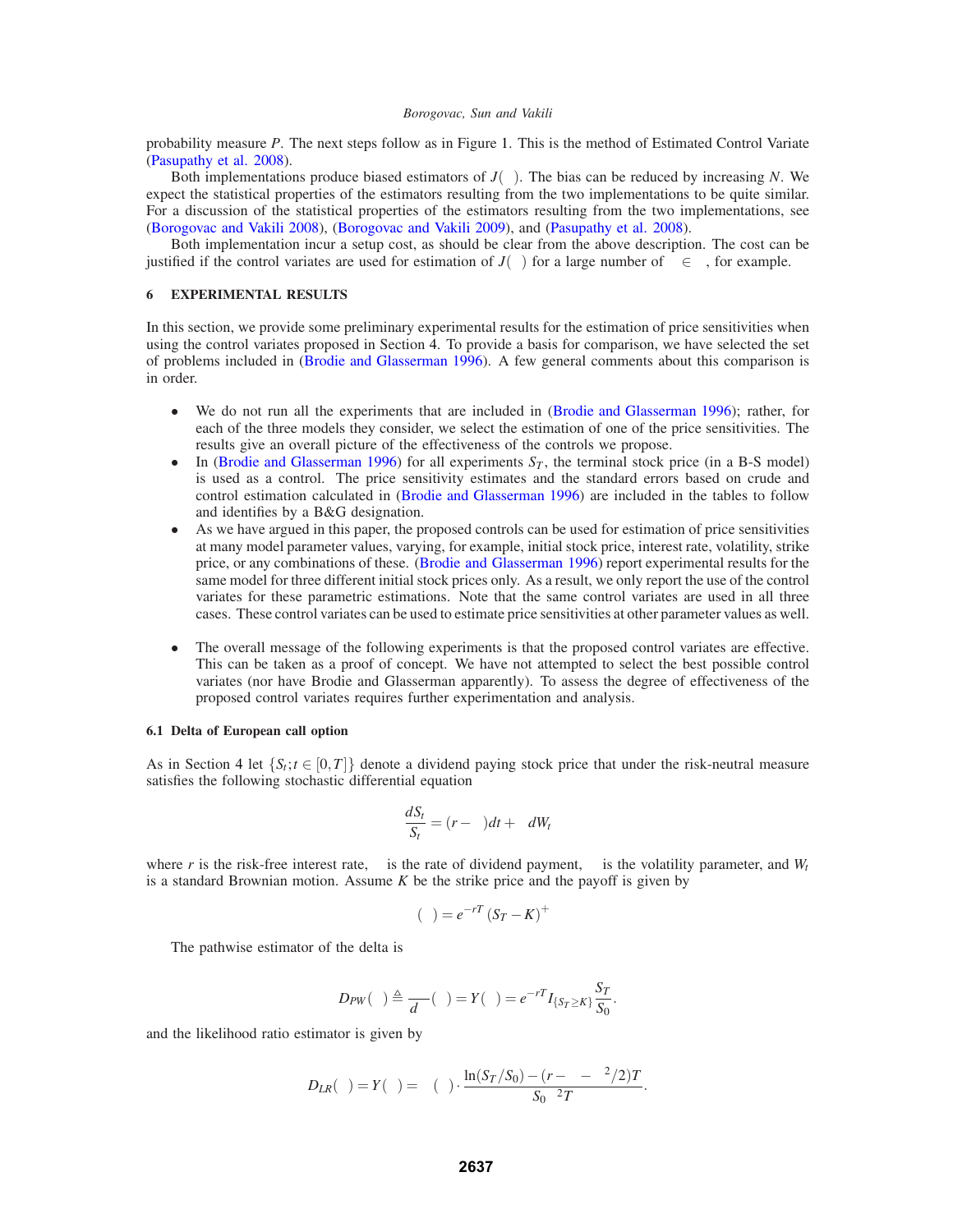probability measure $P$. The next steps follow as in Figure 1. This is the method of Estimated Control Variate (Pasupathy et al. 2008).

Both implementations produce biased estimators of $J(\theta)$. The bias can be reduced by increasing $N$. We expect the statistical properties of the estimators resulting from the two implementations to be quite similar. For a discussion of the statistical properties of the estimators resulting from the two implementations, see (Borogovac and Vakili 2008), (Borogovac and Vakili 2009), and (Pasupathy et al. 2008).

Both implementation incur a setup cost, as should be clear from the above description. The cost can be justified if the control variates are used for estimation of $J(\theta)$ for a large number of $\theta \in \Theta$, for example.

## 6 EXPERIMENTAL RESULTS

In this section, we provide some preliminary experimental results for the estimation of price sensitivities when using the control variates proposed in Section 4. To provide a basis for comparison, we have selected the set of problems included in (Brodie and Glasserman 1996). A few general comments about this comparison is in order.

- We do not run all the experiments that are included in (Brodie and Glasserman 1996); rather, for each of the three models they consider, we select the estimation of one of the price sensitivities. The results give an overall picture of the effectiveness of the controls we propose.
- In (Brodie and Glasserman 1996) for all experiments $S_T$, the terminal stock price (in a B-S model) is used as a control. The price sensitivity estimates and the standard errors based on crude and control estimation calculated in (Brodie and Glasserman 1996) are included in the tables to follow and identifies by a B&G designation.
- As we have argued in this paper, the proposed controls can be used for estimation of price sensitivities at many model parameter values, varying, for example, initial stock price, interest rate, volatility, strike price, or any combinations of these. (Brodie and Glasserman 1996) report experimental results for the same model for three different initial stock prices only. As a result, we only report the use of the control variates for these parametric estimations. Note that the same control variates are used in all three cases. These control variates can be used to estimate price sensitivities at other parameter values as well.
- The overall message of the following experiments is that the proposed control variates are effective. This can be taken as a proof of concept. We have not attempted to select the best possible control variates (nor have Brodie and Glasserman apparently). To assess the degree of effectiveness of the proposed control variates requires further experimentation and analysis.

### 6.1 Delta of European call option

As in Section 4 let $\{S_t; t \in [0,T]\}$ denote a dividend paying stock price that under the risk-neutral measure satisfies the following stochastic differential equation

$$\frac{dS_t}{S_t} = (r - \delta)dt + \sigma dW_t$$

where $r$ is the risk-free interest rate, $\delta$ is the rate of dividend payment, $\sigma$ is the volatility parameter, and $W_t$ is a standard Brownian motion. Assume $K$ be the strike price and the payoff is given by

$$(\theta) = e^{-rT}(S_T - K)^+$$

The pathwise estimator of the delta is

$$D_{PW}(\theta) \triangleq \frac{d}{d\theta}(\theta) = Y(\theta) = e^{-rT} I_{\{S_T \geq K\}} \frac{S_T}{S_0}.$$

and the likelihood ratio estimator is given by

$$D_{LR}(\theta) = Y(\theta) = (\theta) \cdot \frac{\ln(S_T/S_0) - (r - \delta - \sigma^2/2)T}{S_0 \sigma^2 T}.$$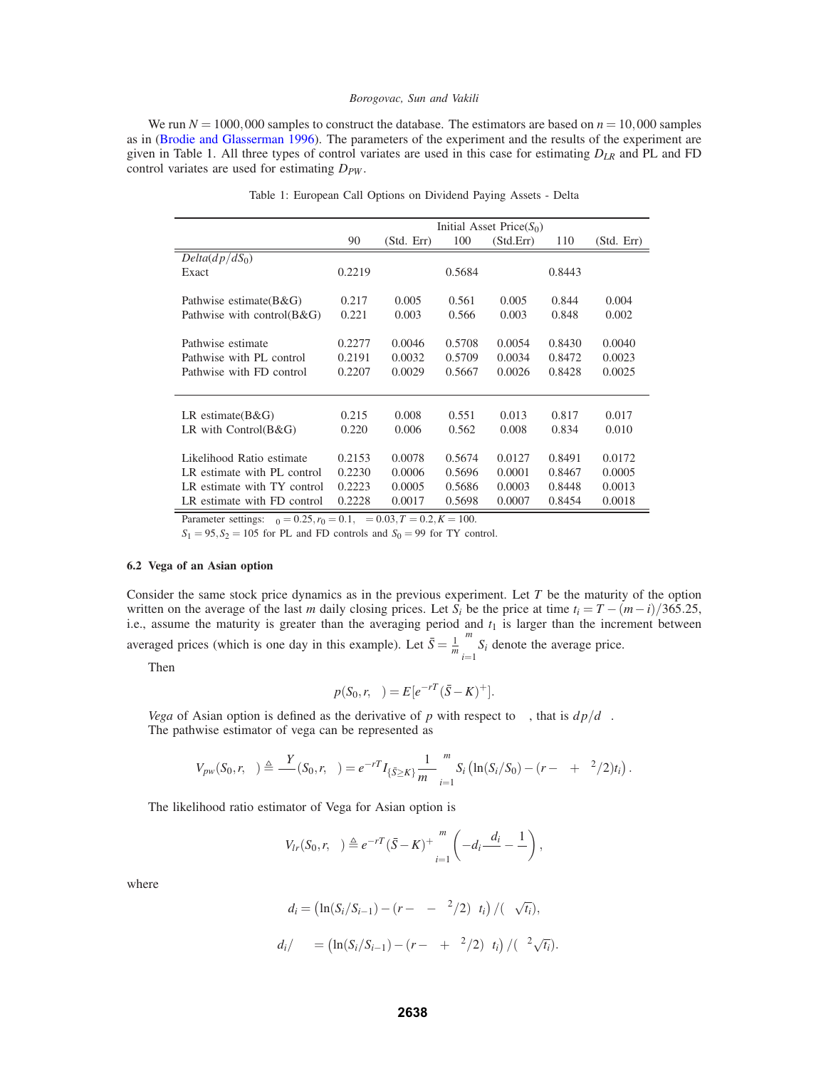We run $N = 1000,000$ samples to construct the database. The estimators are based on $n = 10,000$ samples as in (Brodie and Glasserman 1996). The parameters of the experiment and the results of the experiment are given in Table 1. All three types of control variates are used in this case for estimating $D_{LR}$ and PL and FD control variates are used for estimating $D_{PW}$.

Table 1: European Call Options on Dividend Paying Assets - Delta

| | Initial Asset Price($S_0$) | | | | | |
|---|---|---|---|---|---|---|
| | 90 | (Std. Err) | 100 | (Std.Err) | 110 | (Std. Err) |
| *Delta*($dp/dS_0$) | | | | | | |
| Exact | 0.2219 | | 0.5684 | | 0.8443 | |
| Pathwise estimate(B&G) | 0.217 | 0.005 | 0.561 | 0.005 | 0.844 | 0.004 |
| Pathwise with control(B&G) | 0.221 | 0.003 | 0.566 | 0.003 | 0.848 | 0.002 |
| Pathwise estimate | 0.2277 | 0.0046 | 0.5708 | 0.0054 | 0.8430 | 0.0040 |
| Pathwise with PL control | 0.2191 | 0.0032 | 0.5709 | 0.0034 | 0.8472 | 0.0023 |
| Pathwise with FD control | 0.2207 | 0.0029 | 0.5667 | 0.0026 | 0.8428 | 0.0025 |
| LR estimate(B&G) | 0.215 | 0.008 | 0.551 | 0.013 | 0.817 | 0.017 |
| LR with Control(B&G) | 0.220 | 0.006 | 0.562 | 0.008 | 0.834 | 0.010 |
| Likelihood Ratio estimate | 0.2153 | 0.0078 | 0.5674 | 0.0127 | 0.8491 | 0.0172 |
| LR estimate with PL control | 0.2230 | 0.0006 | 0.5696 | 0.0001 | 0.8467 | 0.0005 |
| LR estimate with TY control | 0.2223 | 0.0005 | 0.5686 | 0.0003 | 0.8448 | 0.0013 |
| LR estimate with FD control | 0.2228 | 0.0017 | 0.5698 | 0.0007 | 0.8454 | 0.0018 |

Parameter settings: $\sigma_0 = 0.25, r_0 = 0.1, \delta = 0.03, T = 0.2, K = 100$.
$S_1 = 95, S_2 = 105$ for PL and FD controls and $S_0 = 99$ for TY control.

### 6.2 Vega of an Asian option

Consider the same stock price dynamics as in the previous experiment. Let $T$ be the maturity of the option written on the average of the last $m$ daily closing prices. Let $S_i$ be the price at time $t_i = T - (m-i)/365.25$, i.e., assume the maturity is greater than the averaging period and $t_1$ is larger than the increment between averaged prices (which is one day in this example). Let $\bar{S} = \frac{1}{m}\sum_{i=1}^{m} S_i$ denote the average price.

Then

$$p(S_0, r, \sigma) = E[e^{-rT}(\bar{S} - K)^+].$$

*Vega* of Asian option is defined as the derivative of $p$ with respect to $\sigma$, that is $dp/d\sigma$.

The pathwise estimator of vega can be represented as

$$V_{pw}(S_0, r, \sigma) \triangleq \frac{\partial Y}{\partial \sigma}(S_0, r, \sigma) = e^{-rT} I_{\{\bar{S} \geq K\}} \frac{1}{m\sigma} \sum_{i=1}^{m} S_i \left( \ln(S_i/S_0) - (r - \delta + \sigma^2/2) t_i \right).$$

The likelihood ratio estimator of Vega for Asian option is

$$V_{lr}(S_0, r, \sigma) \triangleq e^{-rT}(\bar{S} - K)^+ \sum_{i=1}^{m} \left( -d_i \frac{\partial d_i}{\partial \sigma} - \frac{1}{\sigma} \right),$$

where

$$d_i = \left( \ln(S_i/S_{i-1}) - (r - \delta - \sigma^2/2)\Delta t_i \right) / (\sigma\sqrt{\Delta t_i}),$$

$$\partial d_i/\partial\sigma = \left( \ln(S_i/S_{i-1}) - (r - \delta + \sigma^2/2)\Delta t_i \right) / (\sigma^2\sqrt{\Delta t_i}).$$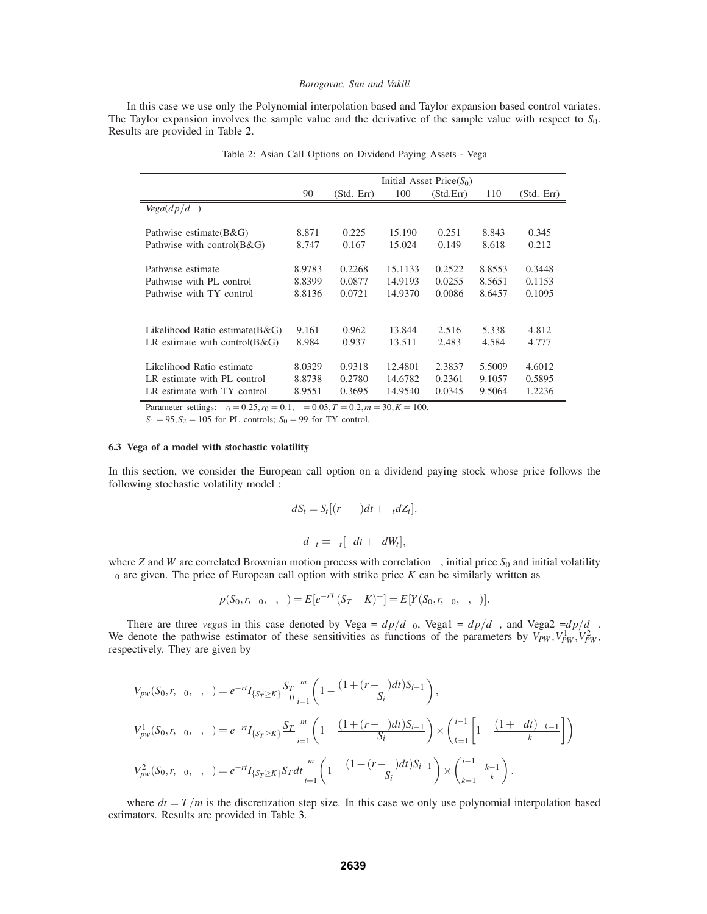In this case we use only the Polynomial interpolation based and Taylor expansion based control variates. The Taylor expansion involves the sample value and the derivative of the sample value with respect to $S_0$. Results are provided in Table 2.

Table 2: Asian Call Options on Dividend Paying Assets - Vega

| | Initial Asset Price($S_0$) | | | | | |
|---|---|---|---|---|---|---|
| | 90 | (Std. Err) | 100 | (Std.Err) | 110 | (Std. Err) |
| *Vega*($dp/d\sigma$) | | | | | | |
| Pathwise estimate(B&G) | 8.871 | 0.225 | 15.190 | 0.251 | 8.843 | 0.345 |
| Pathwise with control(B&G) | 8.747 | 0.167 | 15.024 | 0.149 | 8.618 | 0.212 |
| Pathwise estimate | 8.9783 | 0.2268 | 15.1133 | 0.2522 | 8.8553 | 0.3448 |
| Pathwise with PL control | 8.8399 | 0.0877 | 14.9193 | 0.0255 | 8.5651 | 0.1153 |
| Pathwise with TY control | 8.8136 | 0.0721 | 14.9370 | 0.0086 | 8.6457 | 0.1095 |
| Likelihood Ratio estimate(B&G) | 9.161 | 0.962 | 13.844 | 2.516 | 5.338 | 4.812 |
| LR estimate with control(B&G) | 8.984 | 0.937 | 13.511 | 2.483 | 4.584 | 4.777 |
| Likelihood Ratio estimate | 8.0329 | 0.9318 | 12.4801 | 2.3837 | 5.5009 | 4.6012 |
| LR estimate with PL control | 8.8738 | 0.2780 | 14.6782 | 0.2361 | 9.1057 | 0.5895 |
| LR estimate with TY control | 8.9551 | 0.3695 | 14.9540 | 0.0345 | 9.5064 | 1.2236 |

Parameter settings: $\sigma_0 = 0.25, r_0 = 0.1, \delta = 0.03, T = 0.2, m = 30, K = 100$.
$S_1 = 95, S_2 = 105$ for PL controls; $S_0 = 99$ for TY control.

### 6.3 Vega of a model with stochastic volatility

In this section, we consider the European call option on a dividend paying stock whose price follows the following stochastic volatility model :

$$dS_t = S_t[(r-\delta)dt + \sigma_t dZ_t],$$

$$d\sigma_t = \sigma_t[\alpha dt + \beta dW_t],$$

where $Z$ and $W$ are correlated Brownian motion process with correlation $\rho$, initial price $S_0$ and initial volatility $\sigma_0$ are given. The price of European call option with strike price $K$ can be similarly written as

$$p(S_0, r, \sigma_0, \alpha, \beta) = E[e^{-rT}(S_T - K)^+] = E[Y(S_0, r, \sigma_0, \alpha, \beta)].$$

There are three *vega*s in this case denoted by Vega = $dp/d\sigma_0$, Vega1 = $dp/d\alpha$, and Vega2 =$dp/d\beta$. We denote the pathwise estimator of these sensitivities as functions of the parameters by $V_{PW}, V_{PW}^1, V_{PW}^2$, respectively. They are given by

$$V_{pw}(S_0, r, \sigma_0, \alpha, \beta) = e^{-rT} I_{\{S_T \geq K\}} \frac{S_T}{\sigma_0} \sum_{i=1}^{m} \left(1 - \frac{(1+(r-\delta)dt)S_{i-1}}{S_i}\right),$$

$$V_{pw}^1(S_0, r, \sigma_0, \alpha, \beta) = e^{-rT} I_{\{S_T \geq K\}} \frac{S_T}{\alpha} \sum_{i=1}^{m} \left(1 - \frac{(1+(r-\delta)dt)S_{i-1}}{S_i}\right) \times \left(\sum_{k=1}^{i-1} \left[1 - \frac{(1+\alpha dt)\sigma_{k-1}}{\sigma_k}\right]\right)$$

$$V_{pw}^2(S_0, r, \sigma_0, \alpha, \beta) = e^{-rT} I_{\{S_T \geq K\}} S_T dt \sum_{i=1}^{m} \left(1 - \frac{(1+(r-\delta)dt)S_{i-1}}{S_i}\right) \times \left(\sum_{k=1}^{i-1} \frac{\sigma_{k-1}}{\sigma_k}\right).$$

where $dt = T/m$ is the discretization step size. In this case we only use polynomial interpolation based estimators. Results are provided in Table 3.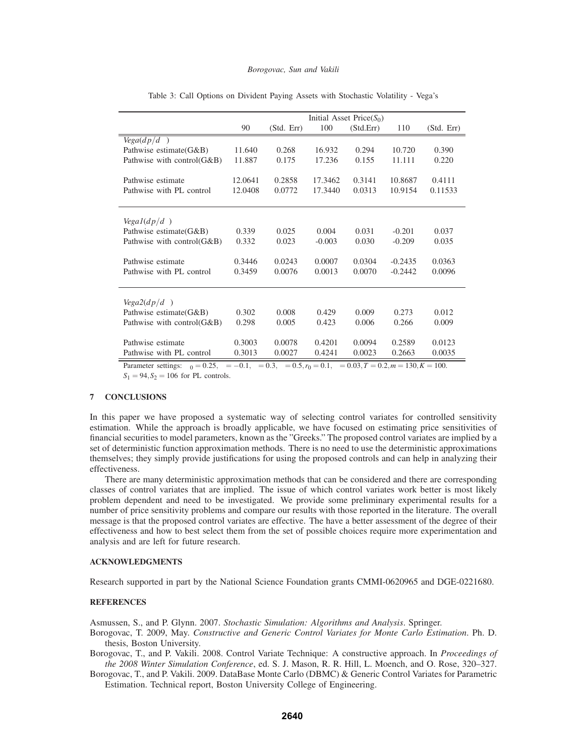Table 3: Call Options on Divident Paying Assets with Stochastic Volatility - Vega's

| | Initial Asset Price($S_0$) | | | | | |
|---|---|---|---|---|---|---|
| | 90 | (Std. Err) | 100 | (Std.Err) | 110 | (Std. Err) |
| $Vega(dp/d\ \ )$ | | | | | | |
| Pathwise estimate(G&B) | 11.640 | 0.268 | 16.932 | 0.294 | 10.720 | 0.390 |
| Pathwise with control(G&B) | 11.887 | 0.175 | 17.236 | 0.155 | 11.111 | 0.220 |
| Pathwise estimate | 12.0641 | 0.2858 | 17.3462 | 0.3141 | 10.8687 | 0.4111 |
| Pathwise with PL control | 12.0408 | 0.0772 | 17.3440 | 0.0313 | 10.9154 | 0.11533 |
| $Vega1(dp/d\ \ )$ | | | | | | |
| Pathwise estimate(G&B) | 0.339 | 0.025 | 0.004 | 0.031 | -0.201 | 0.037 |
| Pathwise with control(G&B) | 0.332 | 0.023 | -0.003 | 0.030 | -0.209 | 0.035 |
| Pathwise estimate | 0.3446 | 0.0243 | 0.0007 | 0.0304 | -0.2435 | 0.0363 |
| Pathwise with PL control | 0.3459 | 0.0076 | 0.0013 | 0.0070 | -0.2442 | 0.0096 |
| $Vega2(dp/d\ \ )$ | | | | | | |
| Pathwise estimate(G&B) | 0.302 | 0.008 | 0.429 | 0.009 | 0.273 | 0.012 |
| Pathwise with control(G&B) | 0.298 | 0.005 | 0.423 | 0.006 | 0.266 | 0.009 |
| Pathwise estimate | 0.3003 | 0.0078 | 0.4201 | 0.0094 | 0.2589 | 0.0123 |
| Pathwise with PL control | 0.3013 | 0.0027 | 0.4241 | 0.0023 | 0.2663 | 0.0035 |

Parameter settings: $_0 = 0.25$, $= -0.1$, $= 0.3$, $= 0.5, r_0 = 0.1$, $= 0.03, T = 0.2, m = 130, K = 100$.
$S_1 = 94, S_2 = 106$ for PL controls.

## 7 CONCLUSIONS

In this paper we have proposed a systematic way of selecting control variates for controlled sensitivity estimation. While the approach is broadly applicable, we have focused on estimating price sensitivities of financial securities to model parameters, known as the "Greeks." The proposed control variates are implied by a set of deterministic function approximation methods. There is no need to use the deterministic approximations themselves; they simply provide justifications for using the proposed controls and can help in analyzing their effectiveness.

There are many deterministic approximation methods that can be considered and there are corresponding classes of control variates that are implied. The issue of which control variates work better is most likely problem dependent and need to be investigated. We provide some preliminary experimental results for a number of price sensitivity problems and compare our results with those reported in the literature. The overall message is that the proposed control variates are effective. The have a better assessment of the degree of their effectiveness and how to best select them from the set of possible choices require more experimentation and analysis and are left for future research.

## ACKNOWLEDGMENTS

Research supported in part by the National Science Foundation grants CMMI-0620965 and DGE-0221680.

## REFERENCES

Asmussen, S., and P. Glynn. 2007. *Stochastic Simulation: Algorithms and Analysis*. Springer.

Borogovac, T. 2009, May. *Constructive and Generic Control Variates for Monte Carlo Estimation*. Ph. D. thesis, Boston University.

Borogovac, T., and P. Vakili. 2008. Control Variate Technique: A constructive approach. In *Proceedings of the 2008 Winter Simulation Conference*, ed. S. J. Mason, R. R. Hill, L. Moench, and O. Rose, 320–327.

Borogovac, T., and P. Vakili. 2009. DataBase Monte Carlo (DBMC) & Generic Control Variates for Parametric Estimation. Technical report, Boston University College of Engineering.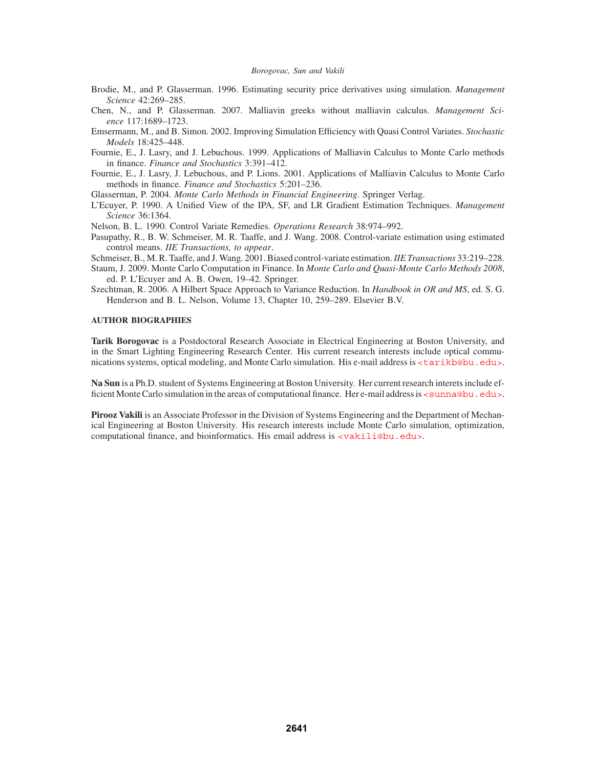Brodie, M., and P. Glasserman. 1996. Estimating security price derivatives using simulation. *Management Science* 42:269–285.

Chen, N., and P. Glasserman. 2007. Malliavin greeks without malliavin calculus. *Management Science* 117:1689–1723.

Emsermann, M., and B. Simon. 2002. Improving Simulation Efficiency with Quasi Control Variates. *Stochastic Models* 18:425–448.

Fournie, E., J. Lasry, and J. Lebuchous. 1999. Applications of Malliavin Calculus to Monte Carlo methods in finance. *Finance and Stochastics* 3:391–412.

Fournie, E., J. Lasry, J. Lebuchous, and P. Lions. 2001. Applications of Malliavin Calculus to Monte Carlo methods in finance. *Finance and Stochastics* 5:201–236.

Glasserman, P. 2004. *Monte Carlo Methods in Financial Engineering*. Springer Verlag.

L'Ecuyer, P. 1990. A Unified View of the IPA, SF, and LR Gradient Estimation Techniques. *Management Science* 36:1364.

Nelson, B. L. 1990. Control Variate Remedies. *Operations Research* 38:974–992.

Pasupathy, R., B. W. Schmeiser, M. R. Taaffe, and J. Wang. 2008. Control-variate estimation using estimated control means. *IIE Transactions, to appear*.

Schmeiser, B., M. R. Taaffe, and J. Wang. 2001. Biased control-variate estimation. *IIE Transactions* 33:219–228.

Staum, J. 2009. Monte Carlo Computation in Finance. In *Monte Carlo and Quasi-Monte Carlo Methods 2008*, ed. P. L'Ecuyer and A. B. Owen, 19–42. Springer.

Szechtman, R. 2006. A Hilbert Space Approach to Variance Reduction. In *Handbook in OR and MS*, ed. S. G. Henderson and B. L. Nelson, Volume 13, Chapter 10, 259–289. Elsevier B.V.

## AUTHOR BIOGRAPHIES

**Tarik Borogovac** is a Postdoctoral Research Associate in Electrical Engineering at Boston University, and in the Smart Lighting Engineering Research Center. His current research interests include optical communications systems, optical modeling, and Monte Carlo simulation. His e-mail address is <tarikb@bu.edu>.

**Na Sun** is a Ph.D. student of Systems Engineering at Boston University. Her current research interets include efficient Monte Carlo simulation in the areas of computational finance. Her e-mail address is <sunna@bu.edu>.

**Pirooz Vakili** is an Associate Professor in the Division of Systems Engineering and the Department of Mechanical Engineering at Boston University. His research interests include Monte Carlo simulation, optimization, computational finance, and bioinformatics. His email address is <vakili@bu.edu>.